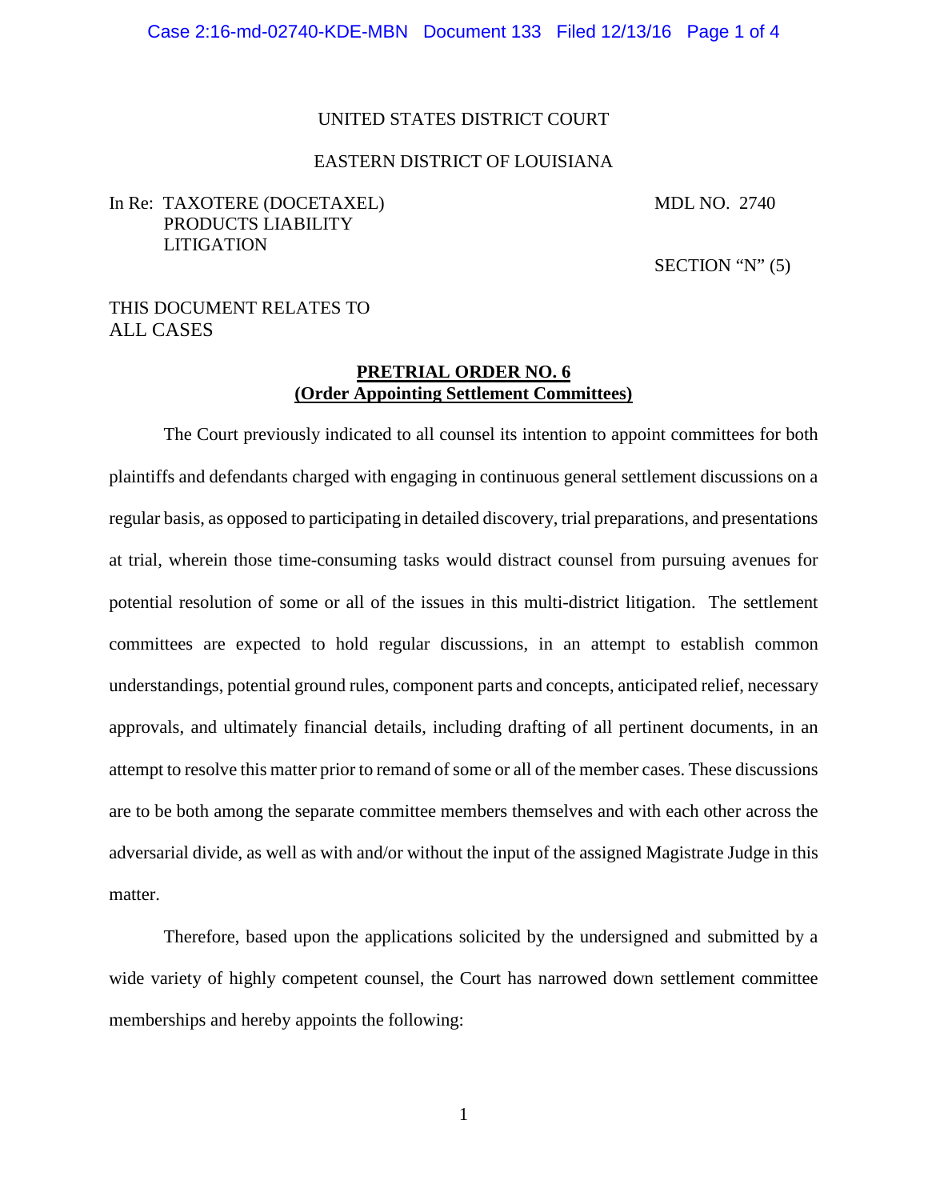UNITED STATES DISTRICT COURT

EASTERN DISTRICT OF LOUISIANA

In Re: TAXOTERE (DOCETAXEL) PRODUCTS LIABILITY LITIGATION

MDL NO. 2740

SECTION "N" (5)

THIS DOCUMENT RELATES TO ALL CASES

**PRETRIAL ORDER NO. 6**
**(Order Appointing Settlement Committees)**

The Court previously indicated to all counsel its intention to appoint committees for both plaintiffs and defendants charged with engaging in continuous general settlement discussions on a regular basis, as opposed to participating in detailed discovery, trial preparations, and presentations at trial, wherein those time-consuming tasks would distract counsel from pursuing avenues for potential resolution of some or all of the issues in this multi-district litigation. The settlement committees are expected to hold regular discussions, in an attempt to establish common understandings, potential ground rules, component parts and concepts, anticipated relief, necessary approvals, and ultimately financial details, including drafting of all pertinent documents, in an attempt to resolve this matter prior to remand of some or all of the member cases. These discussions are to be both among the separate committee members themselves and with each other across the adversarial divide, as well as with and/or without the input of the assigned Magistrate Judge in this matter.

Therefore, based upon the applications solicited by the undersigned and submitted by a wide variety of highly competent counsel, the Court has narrowed down settlement committee memberships and hereby appoints the following: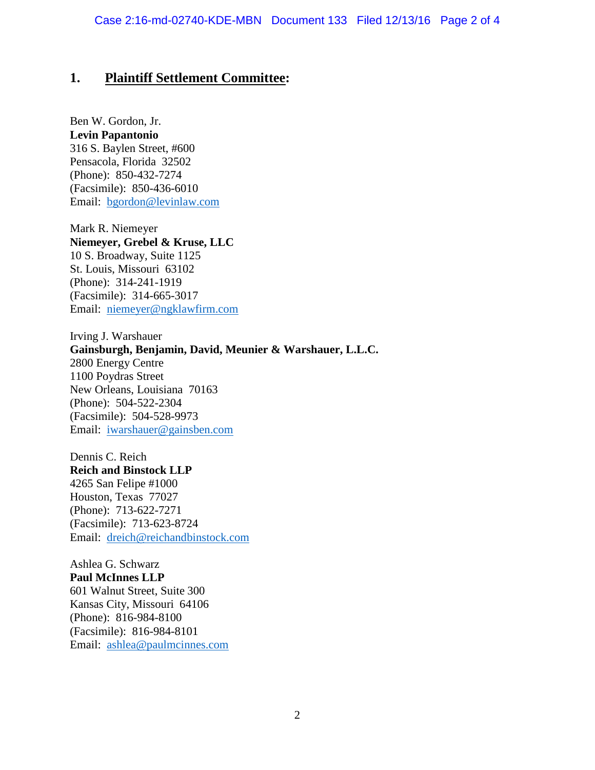## 1. Plaintiff Settlement Committee:

Ben W. Gordon, Jr.
**Levin Papantonio**
316 S. Baylen Street, #600
Pensacola, Florida 32502
(Phone): 850-432-7274
(Facsimile): 850-436-6010
Email: bgordon@levinlaw.com

Mark R. Niemeyer
**Niemeyer, Grebel & Kruse, LLC**
10 S. Broadway, Suite 1125
St. Louis, Missouri 63102
(Phone): 314-241-1919
(Facsimile): 314-665-3017
Email: niemeyer@ngklawfirm.com

Irving J. Warshauer
**Gainsburgh, Benjamin, David, Meunier & Warshauer, L.L.C.**
2800 Energy Centre
1100 Poydras Street
New Orleans, Louisiana 70163
(Phone): 504-522-2304
(Facsimile): 504-528-9973
Email: iwarshauer@gainsben.com

Dennis C. Reich
**Reich and Binstock LLP**
4265 San Felipe #1000
Houston, Texas 77027
(Phone): 713-622-7271
(Facsimile): 713-623-8724
Email: dreich@reichandbinstock.com

Ashlea G. Schwarz
**Paul McInnes LLP**
601 Walnut Street, Suite 300
Kansas City, Missouri 64106
(Phone): 816-984-8100
(Facsimile): 816-984-8101
Email: ashlea@paulmcinnes.com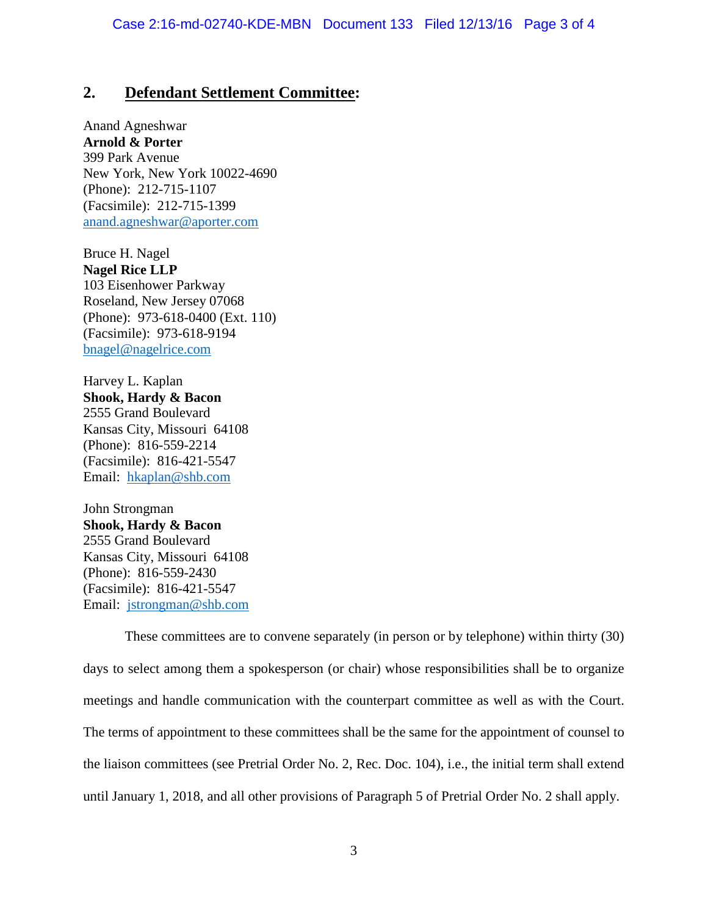## 2. **Defendant Settlement Committee:**

Anand Agneshwar
**Arnold & Porter**
399 Park Avenue
New York, New York 10022-4690
(Phone): 212-715-1107
(Facsimile): 212-715-1399
anand.agneshwar@aporter.com

Bruce H. Nagel
**Nagel Rice LLP**
103 Eisenhower Parkway
Roseland, New Jersey 07068
(Phone): 973-618-0400 (Ext. 110)
(Facsimile): 973-618-9194
bnagel@nagelrice.com

Harvey L. Kaplan
**Shook, Hardy & Bacon**
2555 Grand Boulevard
Kansas City, Missouri 64108
(Phone): 816-559-2214
(Facsimile): 816-421-5547
Email: hkaplan@shb.com

John Strongman
**Shook, Hardy & Bacon**
2555 Grand Boulevard
Kansas City, Missouri 64108
(Phone): 816-559-2430
(Facsimile): 816-421-5547
Email: jstrongman@shb.com

These committees are to convene separately (in person or by telephone) within thirty (30) days to select among them a spokesperson (or chair) whose responsibilities shall be to organize meetings and handle communication with the counterpart committee as well as with the Court. The terms of appointment to these committees shall be the same for the appointment of counsel to the liaison committees (see Pretrial Order No. 2, Rec. Doc. 104), i.e., the initial term shall extend until January 1, 2018, and all other provisions of Paragraph 5 of Pretrial Order No. 2 shall apply.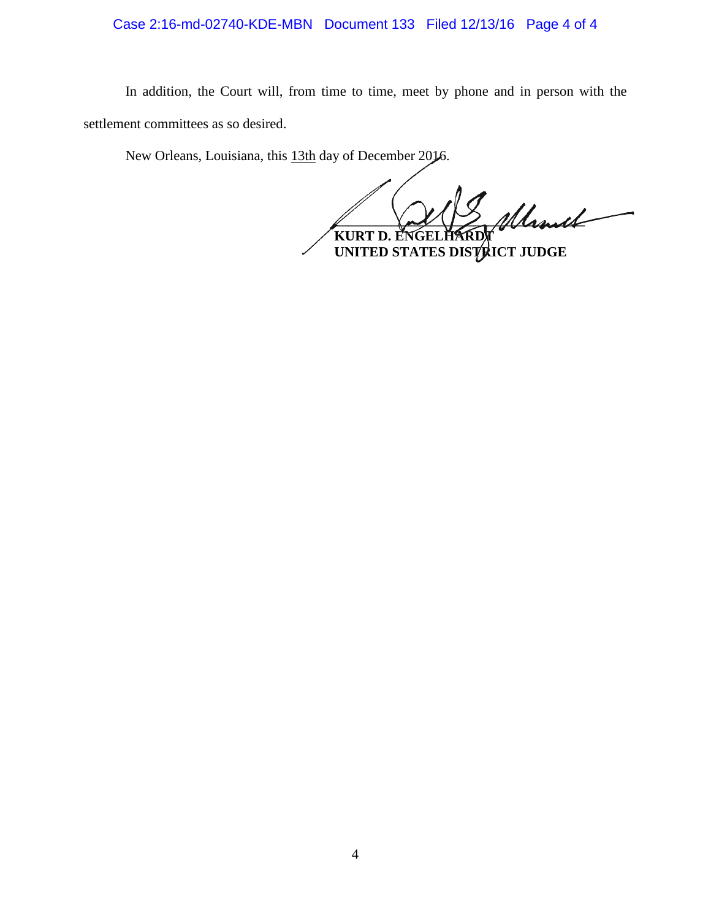In addition, the Court will, from time to time, meet by phone and in person with the settlement committees as so desired.

New Orleans, Louisiana, this 13th day of December 2016.

**KURT D. ENGELHARDT**
**UNITED STATES DISTRICT JUDGE**